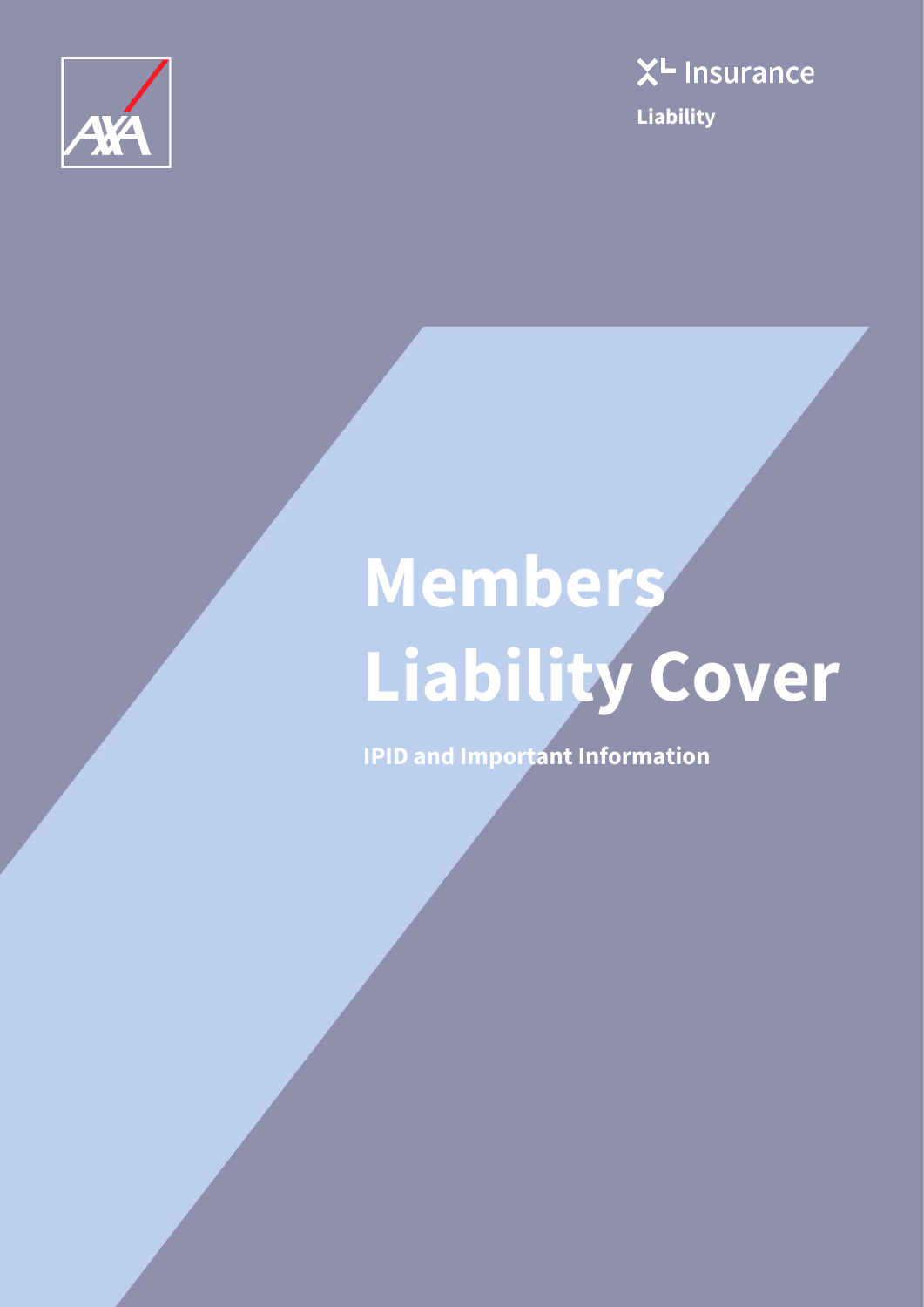AXA

XL Insurance

Liability

# Members Liability Cover

**IPID and Important Information**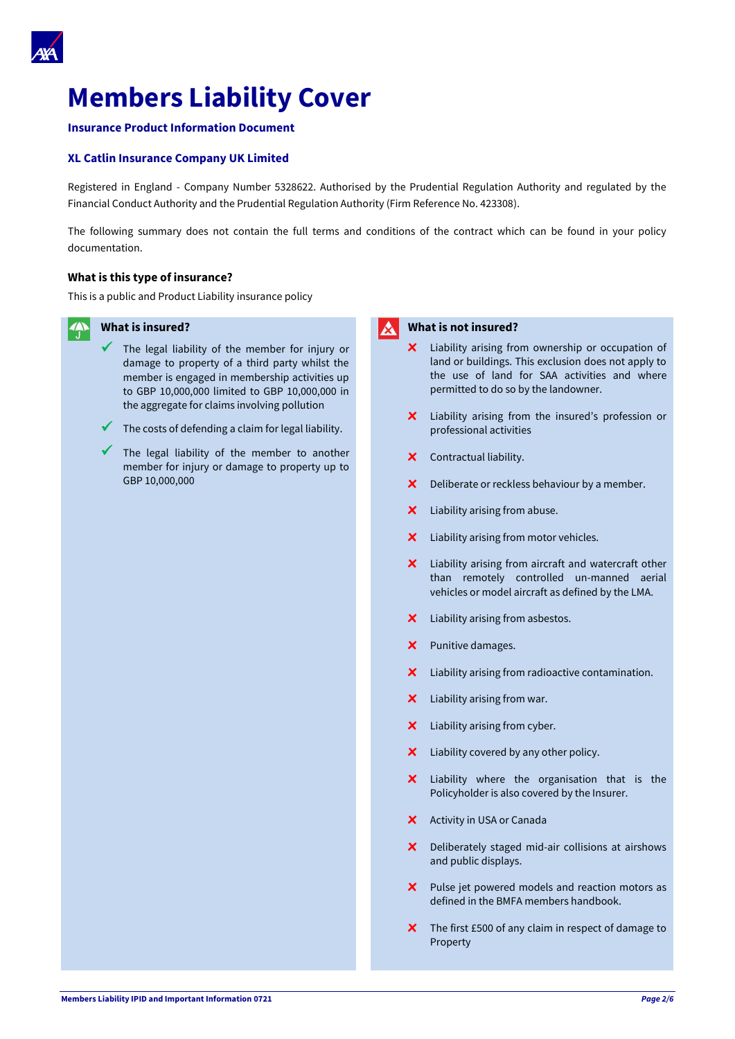# Members Liability Cover

**Insurance Product Information Document**

**XL Catlin Insurance Company UK Limited**

Registered in England - Company Number 5328622. Authorised by the Prudential Regulation Authority and regulated by the Financial Conduct Authority and the Prudential Regulation Authority (Firm Reference No. 423308).

The following summary does not contain the full terms and conditions of the contract which can be found in your policy documentation.

### What is this type of insurance?

This is a public and Product Liability insurance policy

### What is insured?

- ✓ The legal liability of the member for injury or damage to property of a third party whilst the member is engaged in membership activities up to GBP 10,000,000 limited to GBP 10,000,000 in the aggregate for claims involving pollution
- ✓ The costs of defending a claim for legal liability.
- ✓ The legal liability of the member to another member for injury or damage to property up to GBP 10,000,000

### What is not insured?

- ✗ Liability arising from ownership or occupation of land or buildings. This exclusion does not apply to the use of land for SAA activities and where permitted to do so by the landowner.
- ✗ Liability arising from the insured's profession or professional activities
- ✗ Contractual liability.
- ✗ Deliberate or reckless behaviour by a member.
- ✗ Liability arising from abuse.
- ✗ Liability arising from motor vehicles.
- ✗ Liability arising from aircraft and watercraft other than remotely controlled un-manned aerial vehicles or model aircraft as defined by the LMA.
- ✗ Liability arising from asbestos.
- ✗ Punitive damages.
- ✗ Liability arising from radioactive contamination.
- ✗ Liability arising from war.
- ✗ Liability arising from cyber.
- ✗ Liability covered by any other policy.
- ✗ Liability where the organisation that is the Policyholder is also covered by the Insurer.
- ✗ Activity in USA or Canada
- ✗ Deliberately staged mid-air collisions at airshows and public displays.
- ✗ Pulse jet powered models and reaction motors as defined in the BMFA members handbook.
- ✗ The first £500 of any claim in respect of damage to Property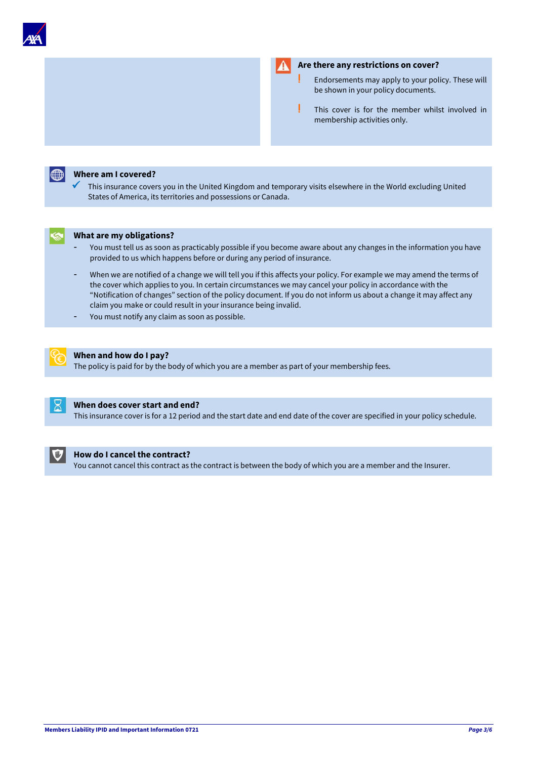## Are there any restrictions on cover?

- ! Endorsements may apply to your policy. These will be shown in your policy documents.
- ! This cover is for the member whilst involved in membership activities only.

## Where am I covered?

✓ This insurance covers you in the United Kingdom and temporary visits elsewhere in the World excluding United States of America, its territories and possessions or Canada.

## What are my obligations?

- You must tell us as soon as practicably possible if you become aware about any changes in the information you have provided to us which happens before or during any period of insurance.
- When we are notified of a change we will tell you if this affects your policy. For example we may amend the terms of the cover which applies to you. In certain circumstances we may cancel your policy in accordance with the “Notification of changes” section of the policy document. If you do not inform us about a change it may affect any claim you make or could result in your insurance being invalid.
- You must notify any claim as soon as possible.

## When and how do I pay?

The policy is paid for by the body of which you are a member as part of your membership fees.

## When does cover start and end?

This insurance cover is for a 12 period and the start date and end date of the cover are specified in your policy schedule.

## How do I cancel the contract?

You cannot cancel this contract as the contract is between the body of which you are a member and the Insurer.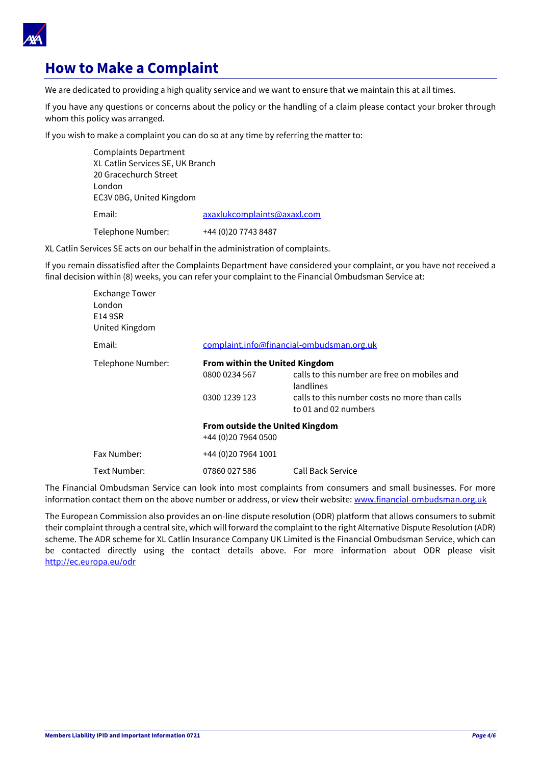# How to Make a Complaint

We are dedicated to providing a high quality service and we want to ensure that we maintain this at all times.

If you have any questions or concerns about the policy or the handling of a claim please contact your broker through whom this policy was arranged.

If you wish to make a complaint you can do so at any time by referring the matter to:

Complaints Department
XL Catlin Services SE, UK Branch
20 Gracechurch Street
London
EC3V 0BG, United Kingdom

| | |
|---|---|
| Email: | axaxlukcomplaints@axaxl.com |
| Telephone Number: | +44 (0)20 7743 8487 |

XL Catlin Services SE acts on our behalf in the administration of complaints.

If you remain dissatisfied after the Complaints Department have considered your complaint, or you have not received a final decision within (8) weeks, you can refer your complaint to the Financial Ombudsman Service at:

Exchange Tower
London
E14 9SR
United Kingdom

| | | |
|---|---|---|
| Email: | complaint.info@financial-ombudsman.org.uk | |
| Telephone Number: | **From within the United Kingdom** | |
| | 0800 0234 567 | calls to this number are free on mobiles and landlines |
| | 0300 1239 123 | calls to this number costs no more than calls to 01 and 02 numbers |
| | **From outside the United Kingdom** | |
| | +44 (0)20 7964 0500 | |
| Fax Number: | +44 (0)20 7964 1001 | |
| Text Number: | 07860 027 586 | Call Back Service |

The Financial Ombudsman Service can look into most complaints from consumers and small businesses. For more information contact them on the above number or address, or view their website: www.financial-ombudsman.org.uk

The European Commission also provides an on-line dispute resolution (ODR) platform that allows consumers to submit their complaint through a central site, which will forward the complaint to the right Alternative Dispute Resolution (ADR) scheme. The ADR scheme for XL Catlin Insurance Company UK Limited is the Financial Ombudsman Service, which can be contacted directly using the contact details above. For more information about ODR please visit http://ec.europa.eu/odr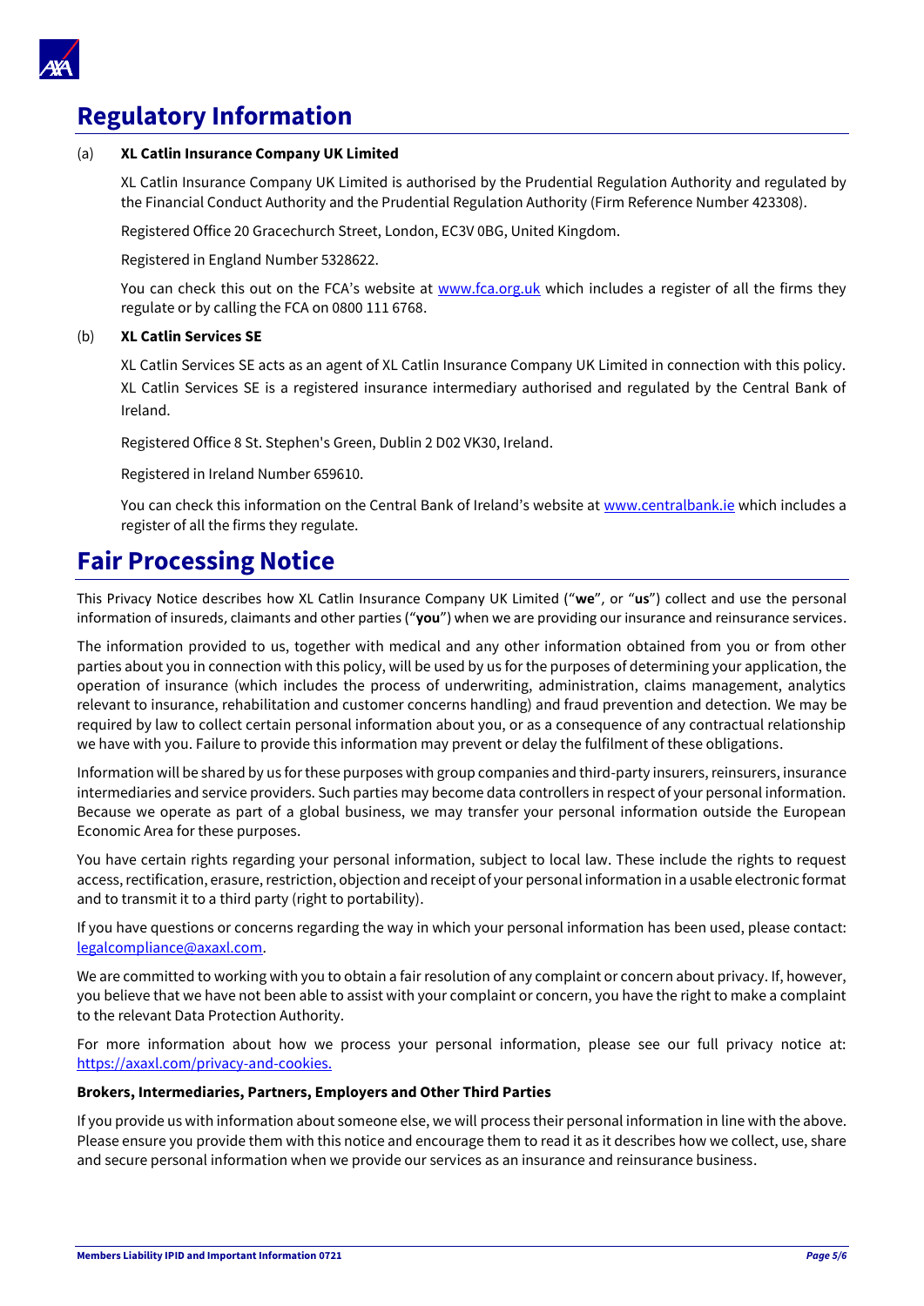# Regulatory Information

(a) **XL Catlin Insurance Company UK Limited**

XL Catlin Insurance Company UK Limited is authorised by the Prudential Regulation Authority and regulated by the Financial Conduct Authority and the Prudential Regulation Authority (Firm Reference Number 423308).

Registered Office 20 Gracechurch Street, London, EC3V 0BG, United Kingdom.

Registered in England Number 5328622.

You can check this out on the FCA's website at www.fca.org.uk which includes a register of all the firms they regulate or by calling the FCA on 0800 111 6768.

(b) **XL Catlin Services SE**

XL Catlin Services SE acts as an agent of XL Catlin Insurance Company UK Limited in connection with this policy. XL Catlin Services SE is a registered insurance intermediary authorised and regulated by the Central Bank of Ireland.

Registered Office 8 St. Stephen's Green, Dublin 2 D02 VK30, Ireland.

Registered in Ireland Number 659610.

You can check this information on the Central Bank of Ireland's website at www.centralbank.ie which includes a register of all the firms they regulate.

# Fair Processing Notice

This Privacy Notice describes how XL Catlin Insurance Company UK Limited ("**we**", or "**us**") collect and use the personal information of insureds, claimants and other parties ("**you**") when we are providing our insurance and reinsurance services.

The information provided to us, together with medical and any other information obtained from you or from other parties about you in connection with this policy, will be used by us for the purposes of determining your application, the operation of insurance (which includes the process of underwriting, administration, claims management, analytics relevant to insurance, rehabilitation and customer concerns handling) and fraud prevention and detection. We may be required by law to collect certain personal information about you, or as a consequence of any contractual relationship we have with you. Failure to provide this information may prevent or delay the fulfilment of these obligations.

Information will be shared by us for these purposes with group companies and third-party insurers, reinsurers, insurance intermediaries and service providers. Such parties may become data controllers in respect of your personal information. Because we operate as part of a global business, we may transfer your personal information outside the European Economic Area for these purposes.

You have certain rights regarding your personal information, subject to local law. These include the rights to request access, rectification, erasure, restriction, objection and receipt of your personal information in a usable electronic format and to transmit it to a third party (right to portability).

If you have questions or concerns regarding the way in which your personal information has been used, please contact: legalcompliance@axaxl.com.

We are committed to working with you to obtain a fair resolution of any complaint or concern about privacy. If, however, you believe that we have not been able to assist with your complaint or concern, you have the right to make a complaint to the relevant Data Protection Authority.

For more information about how we process your personal information, please see our full privacy notice at: https://axaxl.com/privacy-and-cookies.

**Brokers, Intermediaries, Partners, Employers and Other Third Parties**

If you provide us with information about someone else, we will process their personal information in line with the above. Please ensure you provide them with this notice and encourage them to read it as it describes how we collect, use, share and secure personal information when we provide our services as an insurance and reinsurance business.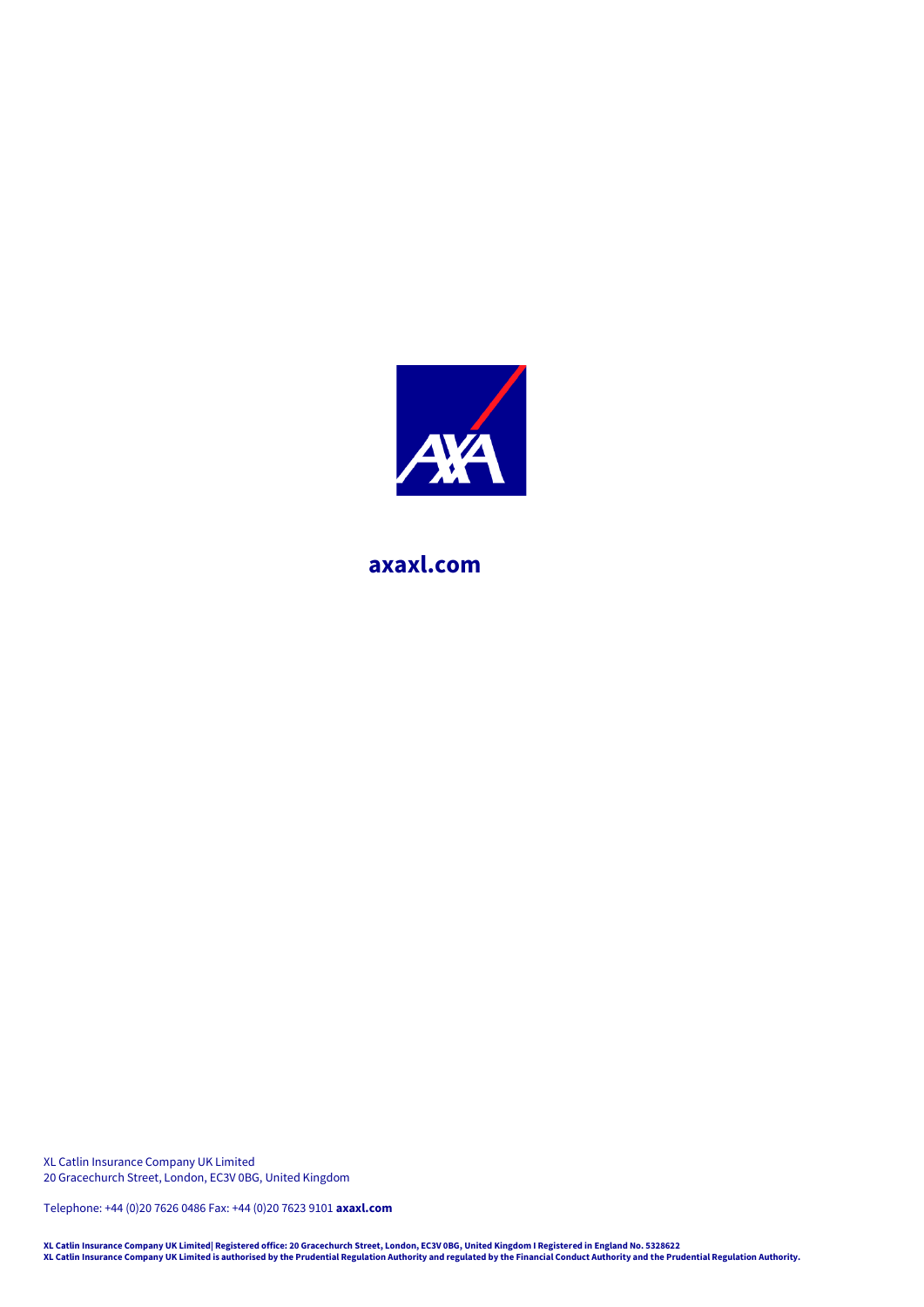**axaxl.com**

XL Catlin Insurance Company UK Limited
20 Gracechurch Street, London, EC3V 0BG, United Kingdom

Telephone: +44 (0)20 7626 0486 Fax: +44 (0)20 7623 9101 **axaxl.com**

**XL Catlin Insurance Company UK Limited| Registered office: 20 Gracechurch Street, London, EC3V 0BG, United Kingdom I Registered in England No. 5328622**
**XL Catlin Insurance Company UK Limited is authorised by the Prudential Regulation Authority and regulated by the Financial Conduct Authority and the Prudential Regulation Authority.**